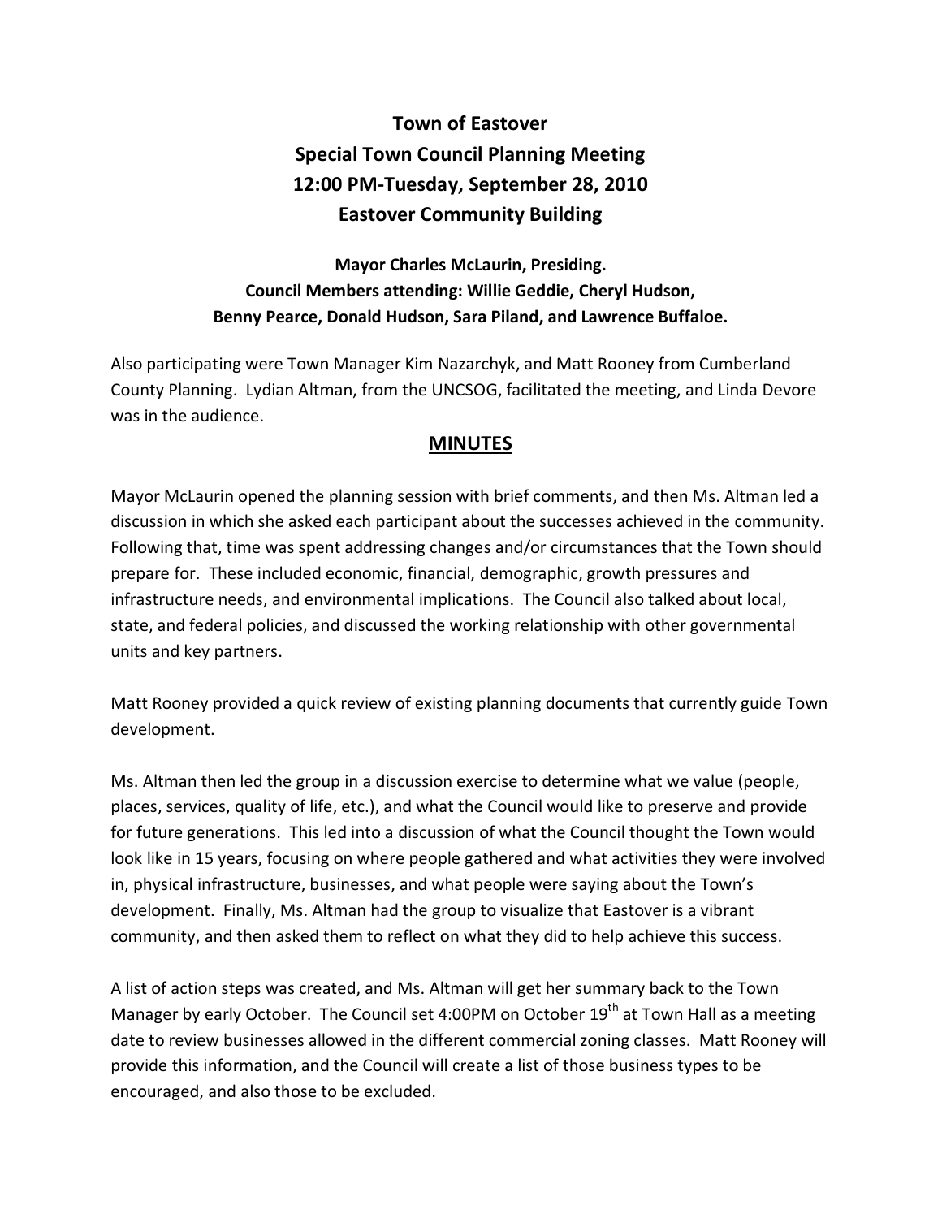# Town of Eastover
# Special Town Council Planning Meeting
# 12:00 PM-Tuesday, September 28, 2010
# Eastover Community Building

**Mayor Charles McLaurin, Presiding.**
**Council Members attending: Willie Geddie, Cheryl Hudson, Benny Pearce, Donald Hudson, Sara Piland, and Lawrence Buffaloe.**

Also participating were Town Manager Kim Nazarchyk, and Matt Rooney from Cumberland County Planning. Lydian Altman, from the UNCSOG, facilitated the meeting, and Linda Devore was in the audience.

## MINUTES

Mayor McLaurin opened the planning session with brief comments, and then Ms. Altman led a discussion in which she asked each participant about the successes achieved in the community. Following that, time was spent addressing changes and/or circumstances that the Town should prepare for. These included economic, financial, demographic, growth pressures and infrastructure needs, and environmental implications. The Council also talked about local, state, and federal policies, and discussed the working relationship with other governmental units and key partners.

Matt Rooney provided a quick review of existing planning documents that currently guide Town development.

Ms. Altman then led the group in a discussion exercise to determine what we value (people, places, services, quality of life, etc.), and what the Council would like to preserve and provide for future generations. This led into a discussion of what the Council thought the Town would look like in 15 years, focusing on where people gathered and what activities they were involved in, physical infrastructure, businesses, and what people were saying about the Town's development. Finally, Ms. Altman had the group to visualize that Eastover is a vibrant community, and then asked them to reflect on what they did to help achieve this success.

A list of action steps was created, and Ms. Altman will get her summary back to the Town Manager by early October. The Council set 4:00PM on October 19th at Town Hall as a meeting date to review businesses allowed in the different commercial zoning classes. Matt Rooney will provide this information, and the Council will create a list of those business types to be encouraged, and also those to be excluded.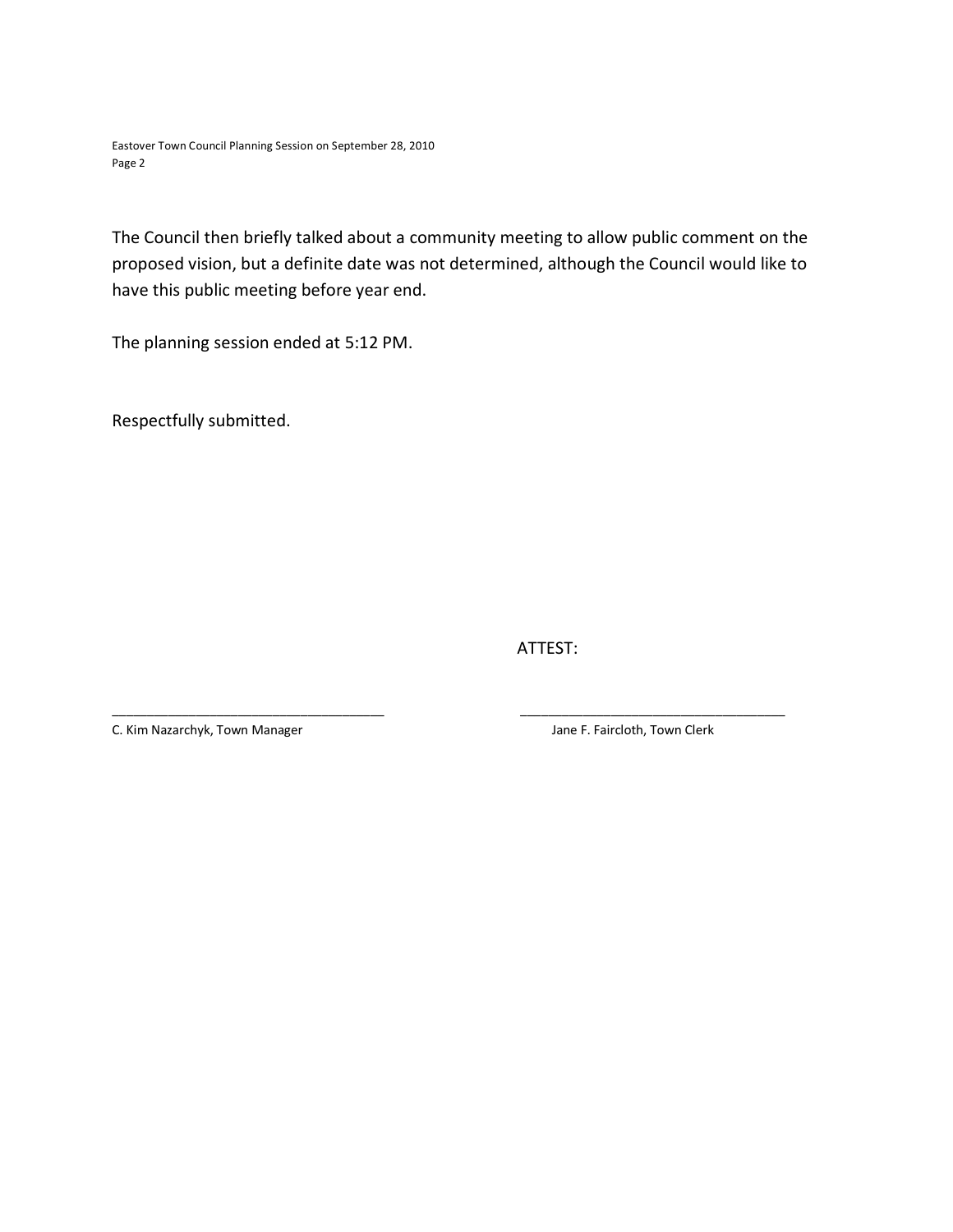The Council then briefly talked about a community meeting to allow public comment on the proposed vision, but a definite date was not determined, although the Council would like to have this public meeting before year end.

The planning session ended at 5:12 PM.

Respectfully submitted.

ATTEST:

\_\_\_\_\_\_\_\_\_\_\_\_\_\_\_\_\_\_\_\_\_\_\_\_\_\_\_\_\_\_\_\_\_\_\_\_
C. Kim Nazarchyk, Town Manager

\_\_\_\_\_\_\_\_\_\_\_\_\_\_\_\_\_\_\_\_\_\_\_\_\_\_\_\_\_\_\_\_\_\_\_\_
Jane F. Faircloth, Town Clerk